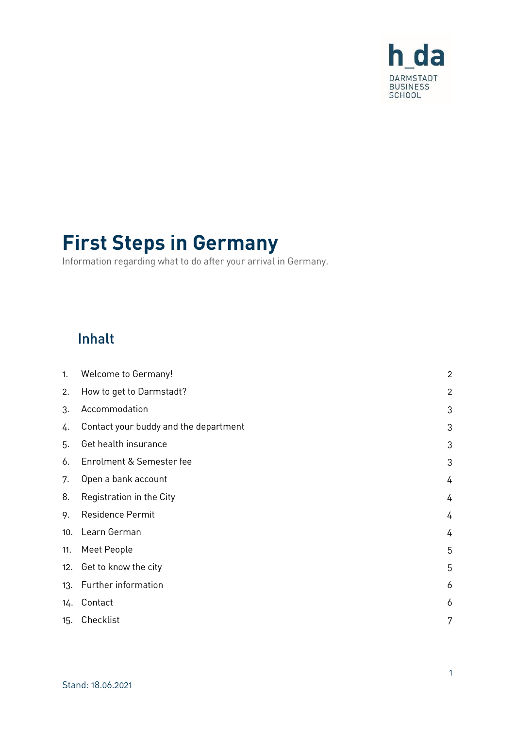h_da
DARMSTADT
BUSINESS
SCHOOL

# First Steps in Germany

Information regarding what to do after your arrival in Germany.

## Inhalt

| | | |
|---|---|---|
| 1. | Welcome to Germany! | 2 |
| 2. | How to get to Darmstadt? | 2 |
| 3. | Accommodation | 3 |
| 4. | Contact your buddy and the department | 3 |
| 5. | Get health insurance | 3 |
| 6. | Enrolment & Semester fee | 3 |
| 7. | Open a bank account | 4 |
| 8. | Registration in the City | 4 |
| 9. | Residence Permit | 4 |
| 10. | Learn German | 4 |
| 11. | Meet People | 5 |
| 12. | Get to know the city | 5 |
| 13. | Further information | 6 |
| 14. | Contact | 6 |
| 15. | Checklist | 7 |

Stand: 18.06.2021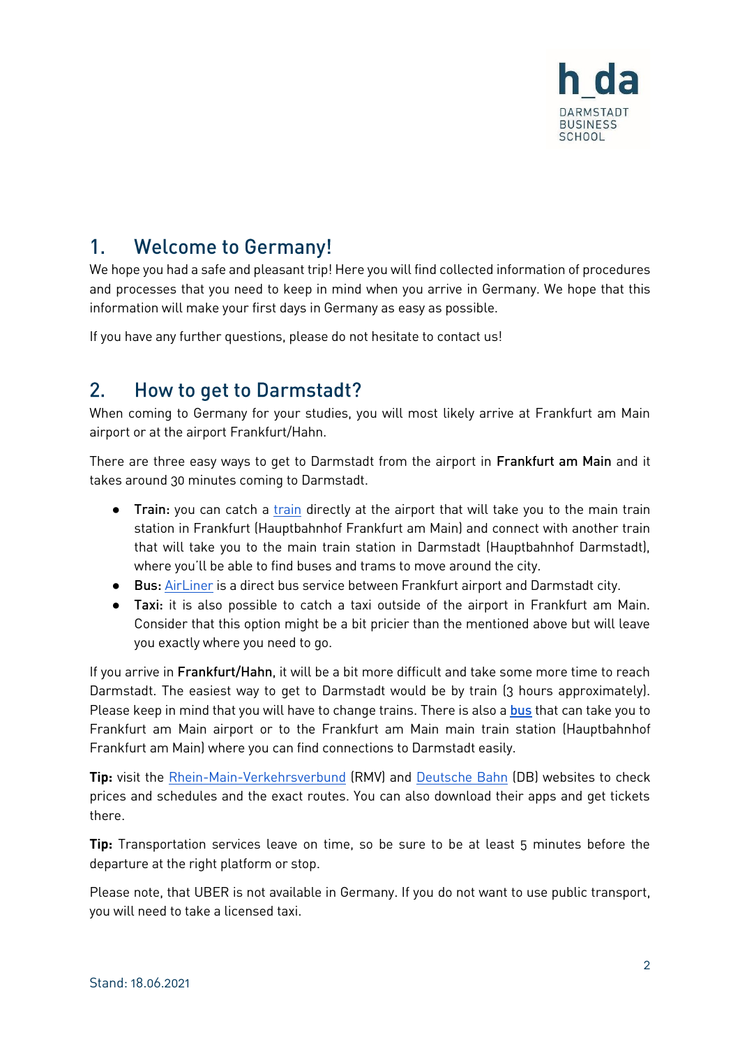## 1. Welcome to Germany!

We hope you had a safe and pleasant trip! Here you will find collected information of procedures and processes that you need to keep in mind when you arrive in Germany. We hope that this information will make your first days in Germany as easy as possible.

If you have any further questions, please do not hesitate to contact us!

## 2. How to get to Darmstadt?

When coming to Germany for your studies, you will most likely arrive at Frankfurt am Main airport or at the airport Frankfurt/Hahn.

There are three easy ways to get to Darmstadt from the airport in **Frankfurt am Main** and it takes around 30 minutes coming to Darmstadt.

- **Train:** you can catch a train directly at the airport that will take you to the main train station in Frankfurt (Hauptbahnhof Frankfurt am Main) and connect with another train that will take you to the main train station in Darmstadt (Hauptbahnhof Darmstadt), where you'll be able to find buses and trams to move around the city.
- **Bus:** AirLiner is a direct bus service between Frankfurt airport and Darmstadt city.
- **Taxi:** it is also possible to catch a taxi outside of the airport in Frankfurt am Main. Consider that this option might be a bit pricier than the mentioned above but will leave you exactly where you need to go.

If you arrive in **Frankfurt/Hahn**, it will be a bit more difficult and take some more time to reach Darmstadt. The easiest way to get to Darmstadt would be by train (3 hours approximately). Please keep in mind that you will have to change trains. There is also a **bus** that can take you to Frankfurt am Main airport or to the Frankfurt am Main main train station (Hauptbahnhof Frankfurt am Main) where you can find connections to Darmstadt easily.

**Tip:** visit the Rhein-Main-Verkehrsverbund (RMV) and Deutsche Bahn (DB) websites to check prices and schedules and the exact routes. You can also download their apps and get tickets there.

**Tip:** Transportation services leave on time, so be sure to be at least 5 minutes before the departure at the right platform or stop.

Please note, that UBER is not available in Germany. If you do not want to use public transport, you will need to take a licensed taxi.

Stand: 18.06.2021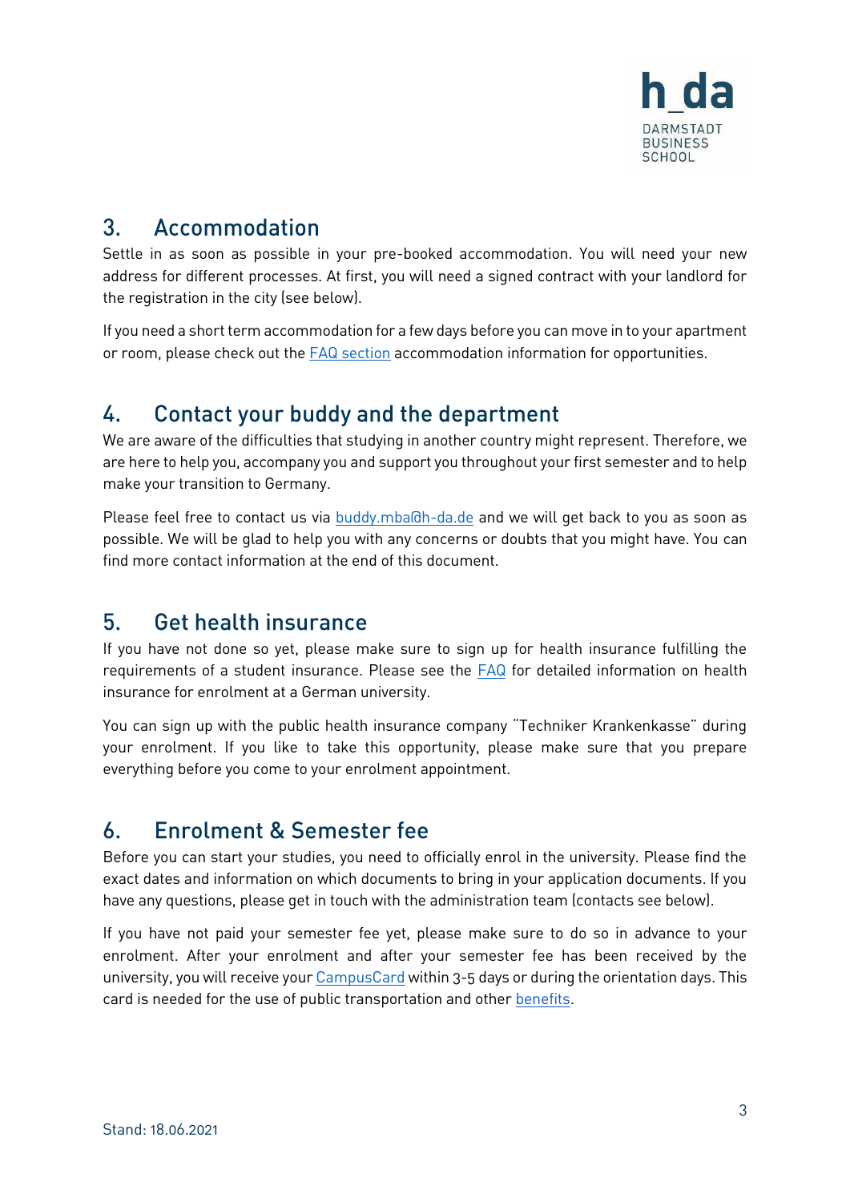## 3. Accommodation

Settle in as soon as possible in your pre-booked accommodation. You will need your new address for different processes. At first, you will need a signed contract with your landlord for the registration in the city (see below).

If you need a short term accommodation for a few days before you can move in to your apartment or room, please check out the FAQ section accommodation information for opportunities.

## 4. Contact your buddy and the department

We are aware of the difficulties that studying in another country might represent. Therefore, we are here to help you, accompany you and support you throughout your first semester and to help make your transition to Germany.

Please feel free to contact us via buddy.mba@h-da.de and we will get back to you as soon as possible. We will be glad to help you with any concerns or doubts that you might have. You can find more contact information at the end of this document.

## 5. Get health insurance

If you have not done so yet, please make sure to sign up for health insurance fulfilling the requirements of a student insurance. Please see the FAQ for detailed information on health insurance for enrolment at a German university.

You can sign up with the public health insurance company "Techniker Krankenkasse" during your enrolment. If you like to take this opportunity, please make sure that you prepare everything before you come to your enrolment appointment.

## 6. Enrolment & Semester fee

Before you can start your studies, you need to officially enrol in the university. Please find the exact dates and information on which documents to bring in your application documents. If you have any questions, please get in touch with the administration team (contacts see below).

If you have not paid your semester fee yet, please make sure to do so in advance to your enrolment. After your enrolment and after your semester fee has been received by the university, you will receive your CampusCard within 3-5 days or during the orientation days. This card is needed for the use of public transportation and other benefits.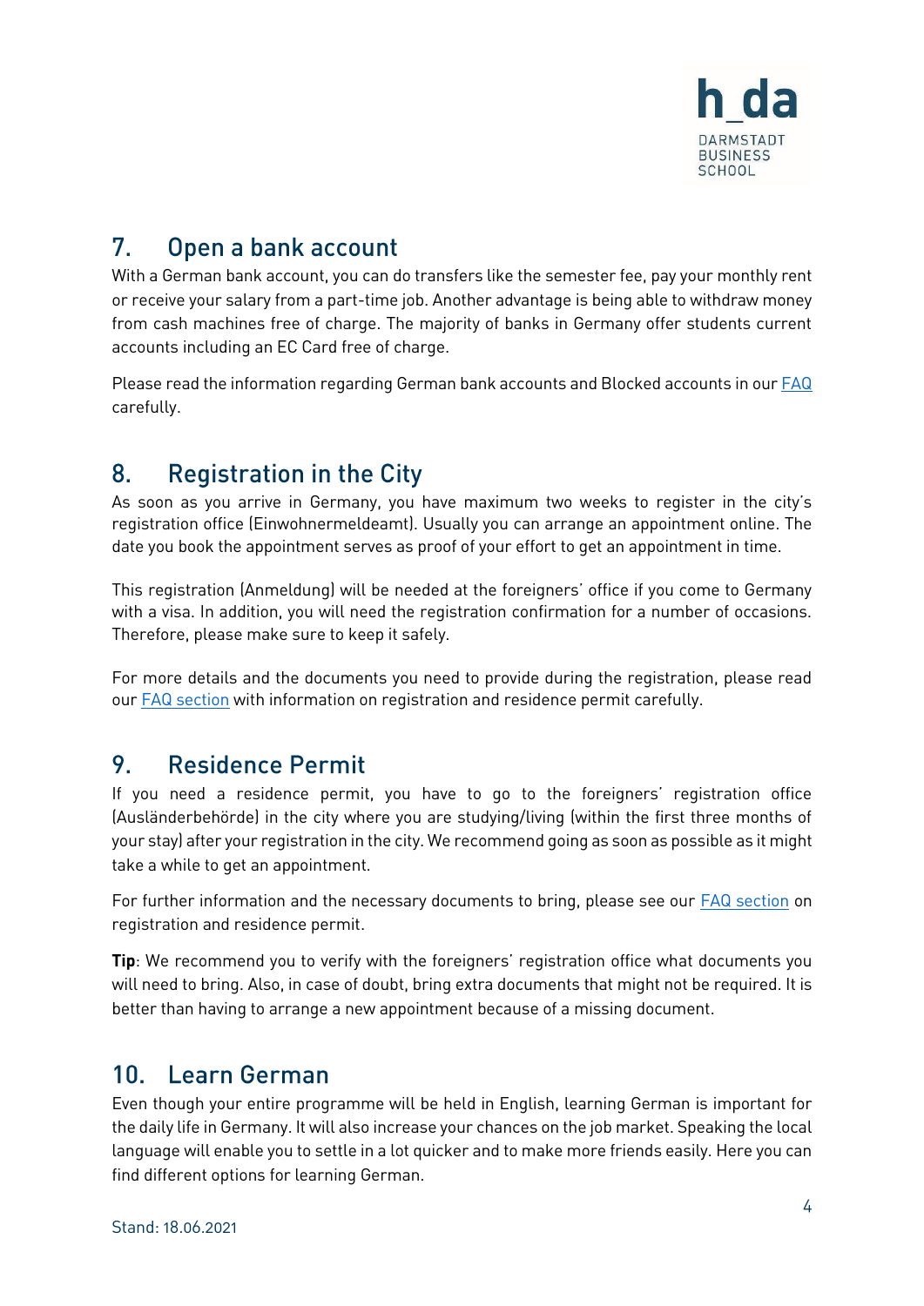## 7. Open a bank account

With a German bank account, you can do transfers like the semester fee, pay your monthly rent or receive your salary from a part-time job. Another advantage is being able to withdraw money from cash machines free of charge. The majority of banks in Germany offer students current accounts including an EC Card free of charge.

Please read the information regarding German bank accounts and Blocked accounts in our FAQ carefully.

## 8. Registration in the City

As soon as you arrive in Germany, you have maximum two weeks to register in the city's registration office (Einwohnermeldeamt). Usually you can arrange an appointment online. The date you book the appointment serves as proof of your effort to get an appointment in time.

This registration (Anmeldung) will be needed at the foreigners' office if you come to Germany with a visa. In addition, you will need the registration confirmation for a number of occasions. Therefore, please make sure to keep it safely.

For more details and the documents you need to provide during the registration, please read our FAQ section with information on registration and residence permit carefully.

## 9. Residence Permit

If you need a residence permit, you have to go to the foreigners' registration office (Ausländerbehörde) in the city where you are studying/living (within the first three months of your stay) after your registration in the city. We recommend going as soon as possible as it might take a while to get an appointment.

For further information and the necessary documents to bring, please see our FAQ section on registration and residence permit.

**Tip**: We recommend you to verify with the foreigners' registration office what documents you will need to bring. Also, in case of doubt, bring extra documents that might not be required. It is better than having to arrange a new appointment because of a missing document.

## 10. Learn German

Even though your entire programme will be held in English, learning German is important for the daily life in Germany. It will also increase your chances on the job market. Speaking the local language will enable you to settle in a lot quicker and to make more friends easily. Here you can find different options for learning German.

Stand: 18.06.2021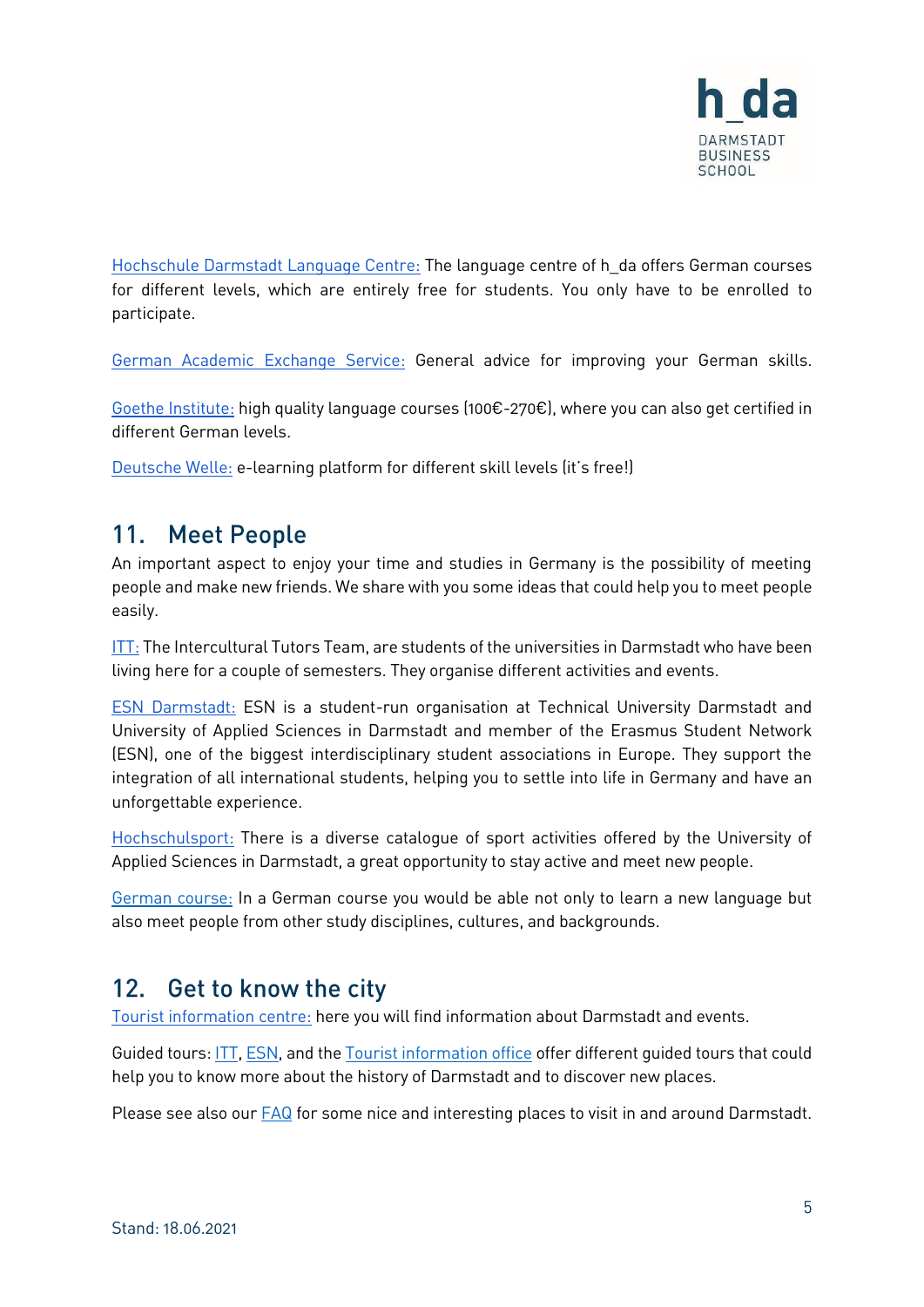Hochschule Darmstadt Language Centre: The language centre of h_da offers German courses for different levels, which are entirely free for students. You only have to be enrolled to participate.

German Academic Exchange Service: General advice for improving your German skills.

Goethe Institute: high quality language courses (100€-270€), where you can also get certified in different German levels.

Deutsche Welle: e-learning platform for different skill levels (it's free!)

## 11. Meet People

An important aspect to enjoy your time and studies in Germany is the possibility of meeting people and make new friends. We share with you some ideas that could help you to meet people easily.

ITT: The Intercultural Tutors Team, are students of the universities in Darmstadt who have been living here for a couple of semesters. They organise different activities and events.

ESN Darmstadt: ESN is a student-run organisation at Technical University Darmstadt and University of Applied Sciences in Darmstadt and member of the Erasmus Student Network (ESN), one of the biggest interdisciplinary student associations in Europe. They support the integration of all international students, helping you to settle into life in Germany and have an unforgettable experience.

Hochschulsport: There is a diverse catalogue of sport activities offered by the University of Applied Sciences in Darmstadt, a great opportunity to stay active and meet new people.

German course: In a German course you would be able not only to learn a new language but also meet people from other study disciplines, cultures, and backgrounds.

## 12. Get to know the city

Tourist information centre: here you will find information about Darmstadt and events.

Guided tours: ITT, ESN, and the Tourist information office offer different guided tours that could help you to know more about the history of Darmstadt and to discover new places.

Please see also our FAQ for some nice and interesting places to visit in and around Darmstadt.

Stand: 18.06.2021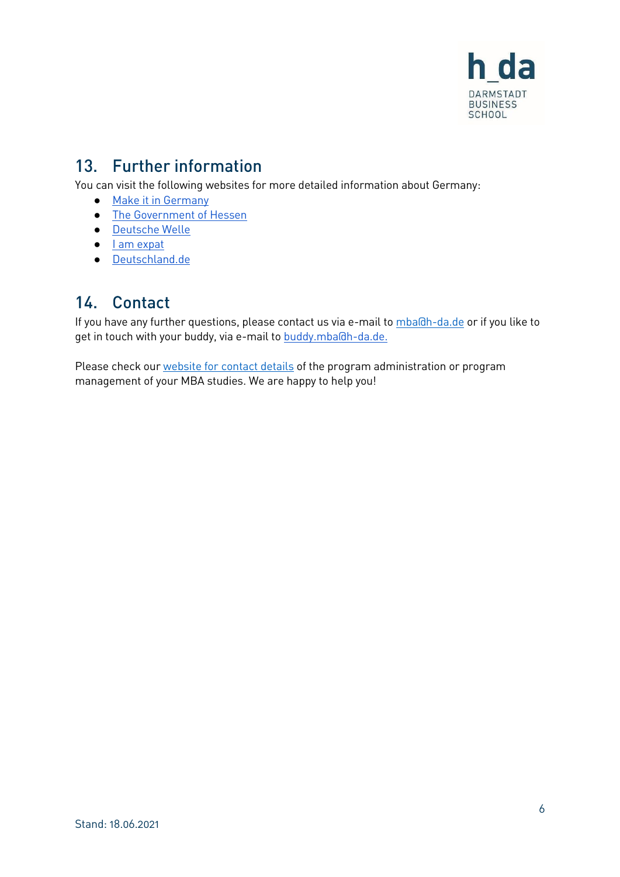## 13. Further information

You can visit the following websites for more detailed information about Germany:

- Make it in Germany
- The Government of Hessen
- Deutsche Welle
- I am expat
- Deutschland.de

## 14. Contact

If you have any further questions, please contact us via e-mail to mba@h-da.de or if you like to get in touch with your buddy, via e-mail to buddy.mba@h-da.de.

Please check our website for contact details of the program administration or program management of your MBA studies. We are happy to help you!

Stand: 18.06.2021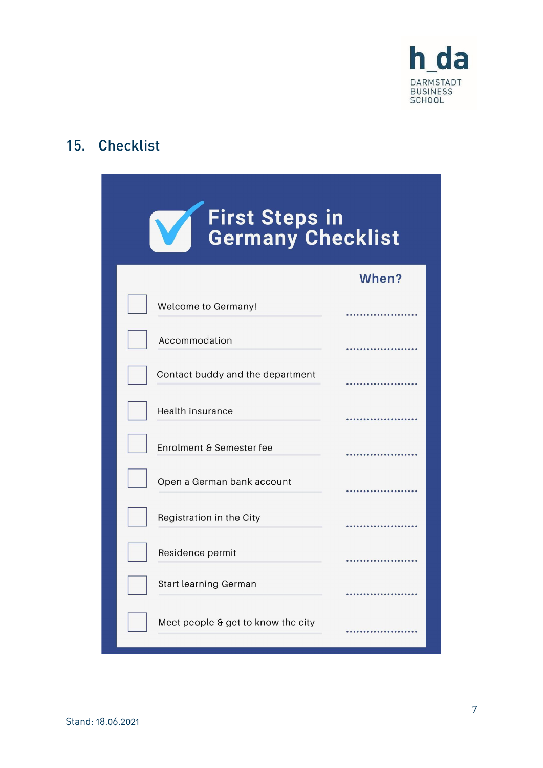## 15. Checklist

### First Steps in Germany Checklist

| | | When? |
|---|---|---|
| ☐ | Welcome to Germany! | ..................... |
| ☐ | Accommodation | ..................... |
| ☐ | Contact buddy and the department | ..................... |
| ☐ | Health insurance | ..................... |
| ☐ | Enrolment & Semester fee | ..................... |
| ☐ | Open a German bank account | ..................... |
| ☐ | Registration in the City | ..................... |
| ☐ | Residence permit | ..................... |
| ☐ | Start learning German | ..................... |
| ☐ | Meet people & get to know the city | ..................... |

Stand: 18.06.2021